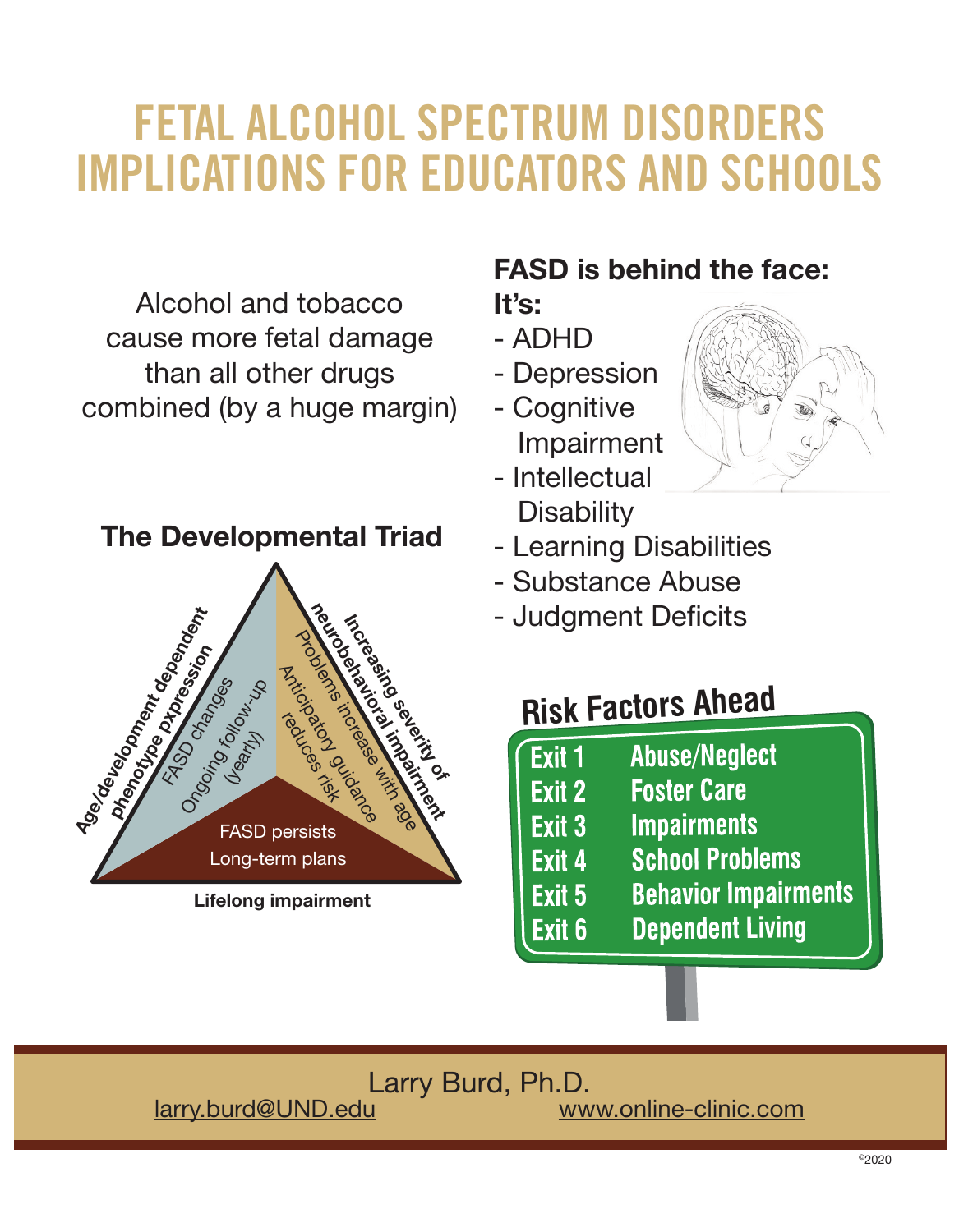# FETAL ALCOHOL SPECTRUM DISORDERS IMPLICATIONS FOR EDUCATORS AND SCHOOLS

Alcohol and tobacco cause more fetal damage than all other drugs combined (by a huge margin)

## The Developmental Triad

Age/development dependent phenotype pxpression

FASD changes

Ongoing follow-up (yearly)

Increasing severity of neurobehavioral impairment

Problems increase with age

Anticipatory guidance reduces risk

FASD persists

Long-term plans

Lifelong impairment

## FASD is behind the face:

**It's:**

- ADHD
- Depression
- Cognitive Impairment
- Intellectual Disability
- Learning Disabilities
- Substance Abuse
- Judgment Deficits

## Risk Factors Ahead

| | |
|---|---|
| Exit 1 | Abuse/Neglect |
| Exit 2 | Foster Care |
| Exit 3 | Impairments |
| Exit 4 | School Problems |
| Exit 5 | Behavior Impairments |
| Exit 6 | Dependent Living |

Larry Burd, Ph.D.

larry.burd@UND.edu www.online-clinic.com

©2020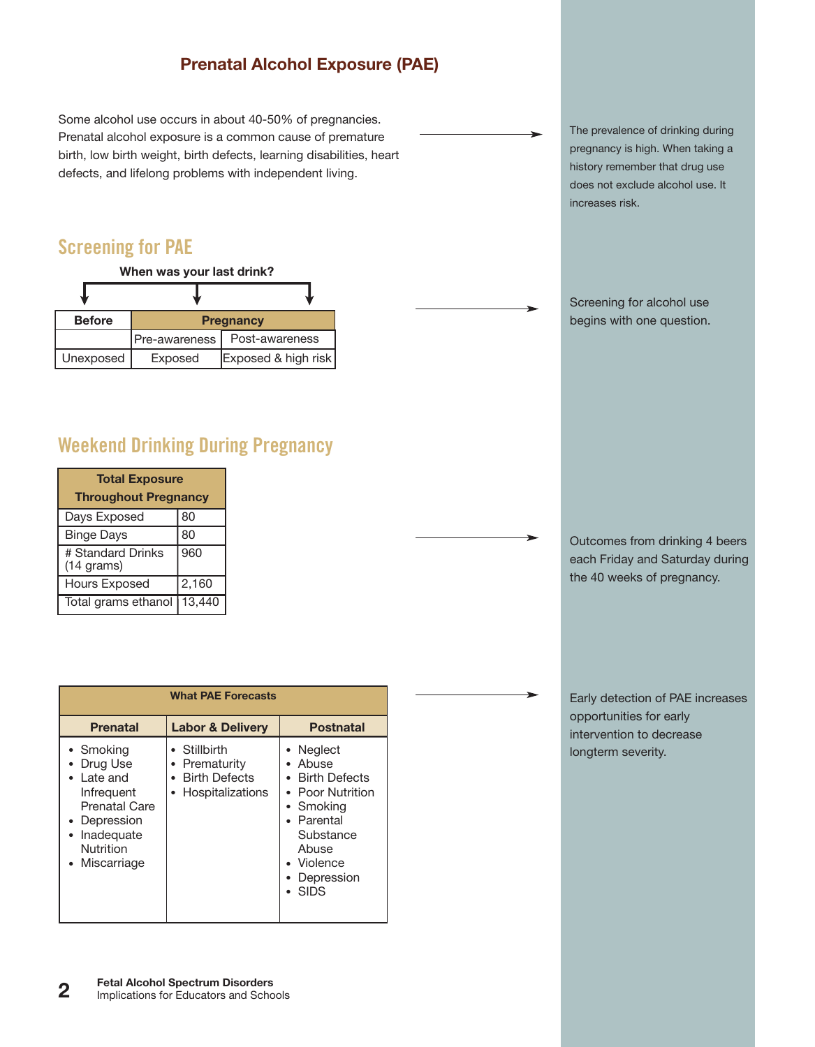# Prenatal Alcohol Exposure (PAE)

Some alcohol use occurs in about 40-50% of pregnancies. Prenatal alcohol exposure is a common cause of premature birth, low birth weight, birth defects, learning disabilities, heart defects, and lifelong problems with independent living.

The prevalence of drinking during pregnancy is high. When taking a history remember that drug use does not exclude alcohol use. It increases risk.

## Screening for PAE

**When was your last drink?**

| Before | Pregnancy | |
|---|---|---|
| | Pre-awareness | Post-awareness |
| Unexposed | Exposed | Exposed & high risk |

Screening for alcohol use begins with one question.

## Weekend Drinking During Pregnancy

| Total Exposure Throughout Pregnancy | |
|---|---|
| Days Exposed | 80 |
| Binge Days | 80 |
| # Standard Drinks (14 grams) | 960 |
| Hours Exposed | 2,160 |
| Total grams ethanol | 13,440 |

Outcomes from drinking 4 beers each Friday and Saturday during the 40 weeks of pregnancy.

| What PAE Forecasts | | |
|---|---|---|
| **Prenatal** | **Labor & Delivery** | **Postnatal** |
| • Smoking<br>• Drug Use<br>• Late and Infrequent Prenatal Care<br>• Depression<br>• Inadequate Nutrition<br>• Miscarriage | • Stillbirth<br>• Prematurity<br>• Birth Defects<br>• Hospitalizations | • Neglect<br>• Abuse<br>• Birth Defects<br>• Poor Nutrition<br>• Smoking<br>• Parental Substance Abuse<br>• Violence<br>• Depression<br>• SIDS |

Early detection of PAE increases opportunities for early intervention to decrease longterm severity.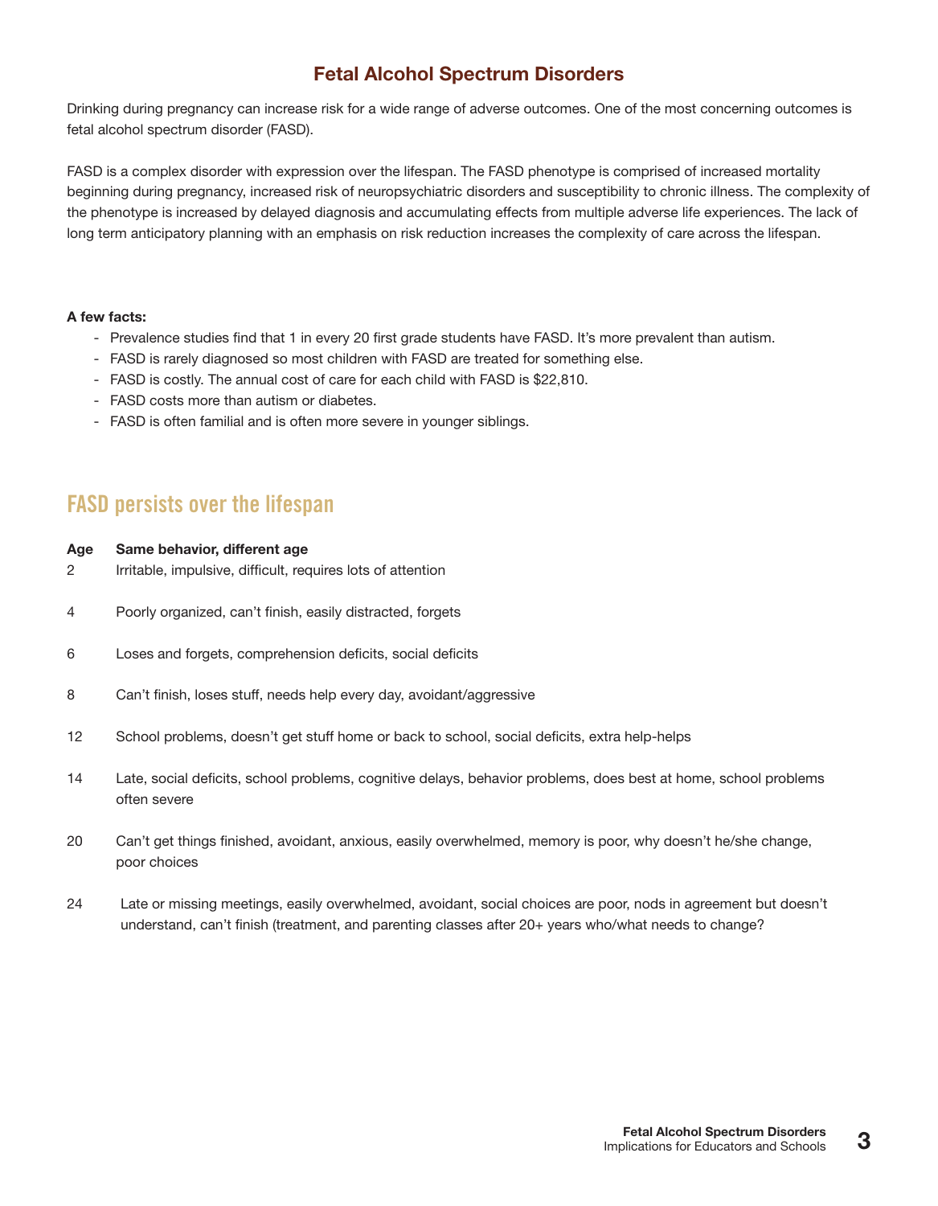# Fetal Alcohol Spectrum Disorders

Drinking during pregnancy can increase risk for a wide range of adverse outcomes. One of the most concerning outcomes is fetal alcohol spectrum disorder (FASD).

FASD is a complex disorder with expression over the lifespan. The FASD phenotype is comprised of increased mortality beginning during pregnancy, increased risk of neuropsychiatric disorders and susceptibility to chronic illness. The complexity of the phenotype is increased by delayed diagnosis and accumulating effects from multiple adverse life experiences. The lack of long term anticipatory planning with an emphasis on risk reduction increases the complexity of care across the lifespan.

**A few facts:**

- Prevalence studies find that 1 in every 20 first grade students have FASD. It's more prevalent than autism.
- FASD is rarely diagnosed so most children with FASD are treated for something else.
- FASD is costly. The annual cost of care for each child with FASD is $22,810.
- FASD costs more than autism or diabetes.
- FASD is often familial and is often more severe in younger siblings.

## FASD persists over the lifespan

| Age | Same behavior, different age |
|---|---|
| 2 | Irritable, impulsive, difficult, requires lots of attention |
| 4 | Poorly organized, can't finish, easily distracted, forgets |
| 6 | Loses and forgets, comprehension deficits, social deficits |
| 8 | Can't finish, loses stuff, needs help every day, avoidant/aggressive |
| 12 | School problems, doesn't get stuff home or back to school, social deficits, extra help-helps |
| 14 | Late, social deficits, school problems, cognitive delays, behavior problems, does best at home, school problems often severe |
| 20 | Can't get things finished, avoidant, anxious, easily overwhelmed, memory is poor, why doesn't he/she change, poor choices |
| 24 | Late or missing meetings, easily overwhelmed, avoidant, social choices are poor, nods in agreement but doesn't understand, can't finish (treatment, and parenting classes after 20+ years who/what needs to change? |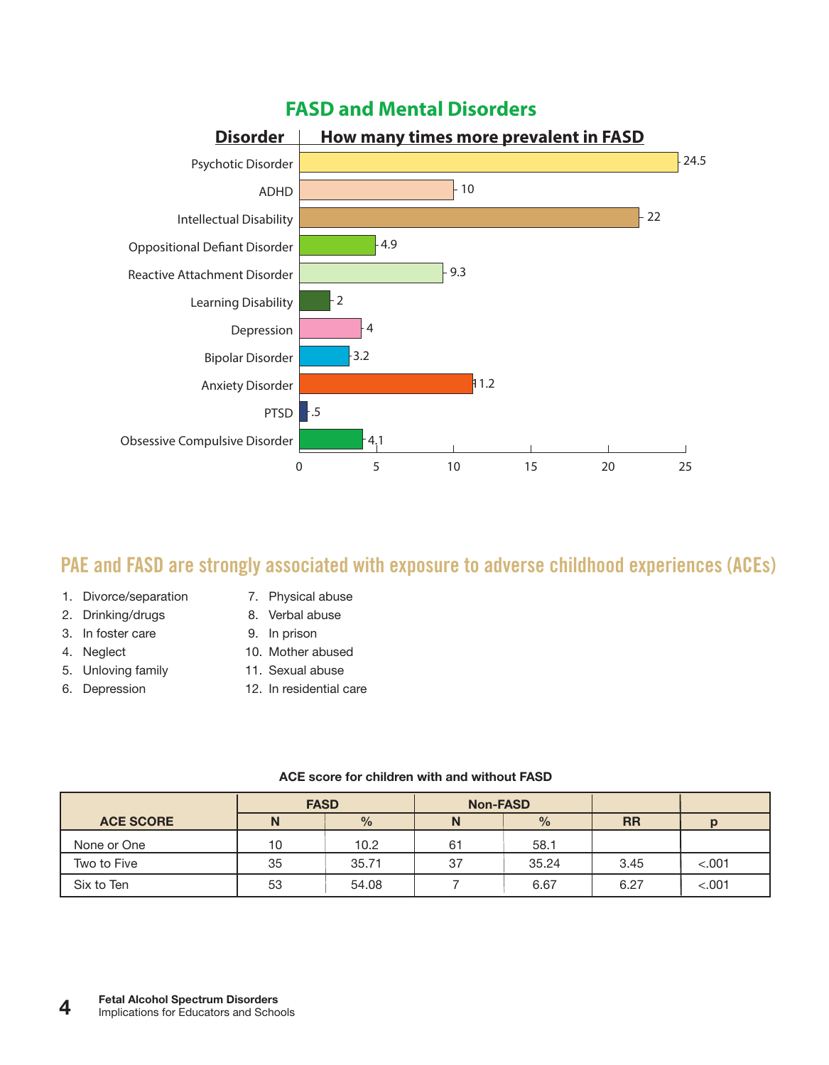## FASD and Mental Disorders

| Disorder | How many times more prevalent in FASD |
|---|---|
| Psychotic Disorder | 24.5 |
| ADHD | 10 |
| Intellectual Disability | 22 |
| Oppositional Defiant Disorder | 4.9 |
| Reactive Attachment Disorder | 9.3 |
| Learning Disability | 2 |
| Depression | 4 |
| Bipolar Disorder | 3.2 |
| Anxiety Disorder | 11.2 |
| PTSD | .5 |
| Obsessive Compulsive Disorder | 4.1 |

## PAE and FASD are strongly associated with exposure to adverse childhood experiences (ACEs)

1. Divorce/separation
2. Drinking/drugs
3. In foster care
4. Neglect
5. Unloving family
6. Depression
7. Physical abuse
8. Verbal abuse
9. In prison
10. Mother abused
11. Sexual abuse
12. In residential care

**ACE score for children with and without FASD**

| ACE SCORE | FASD | | Non-FASD | | | |
|---|---|---|---|---|---|---|
| | N | % | N | % | RR | p |
| None or One | 10 | 10.2 | 61 | 58.1 | | |
| Two to Five | 35 | 35.71 | 37 | 35.24 | 3.45 | <.001 |
| Six to Ten | 53 | 54.08 | 7 | 6.67 | 6.27 | <.001 |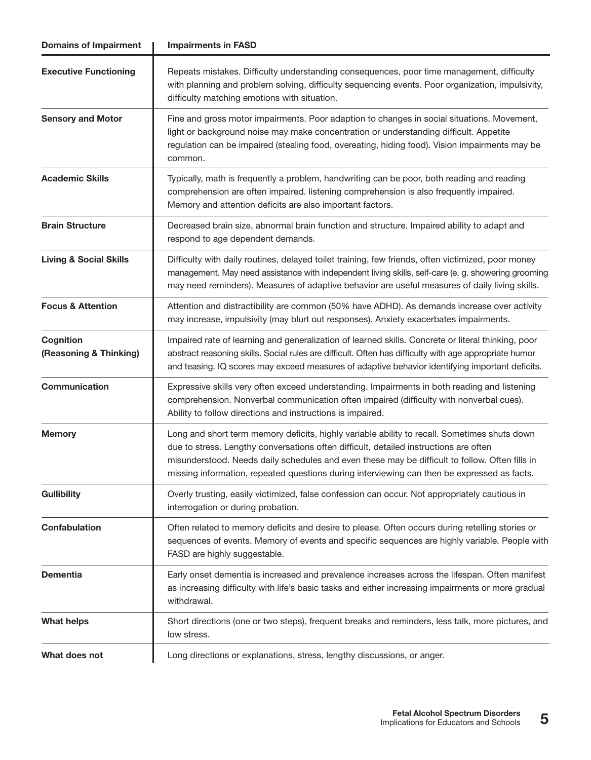| Domains of Impairment | Impairments in FASD |
| --- | --- |
| **Executive Functioning** | Repeats mistakes. Difficulty understanding consequences, poor time management, difficulty with planning and problem solving, difficulty sequencing events. Poor organization, impulsivity, difficulty matching emotions with situation. |
| **Sensory and Motor** | Fine and gross motor impairments. Poor adaption to changes in social situations. Movement, light or background noise may make concentration or understanding difficult. Appetite regulation can be impaired (stealing food, overeating, hiding food). Vision impairments may be common. |
| **Academic Skills** | Typically, math is frequently a problem, handwriting can be poor, both reading and reading comprehension are often impaired. listening comprehension is also frequently impaired. Memory and attention deficits are also important factors. |
| **Brain Structure** | Decreased brain size, abnormal brain function and structure. Impaired ability to adapt and respond to age dependent demands. |
| **Living & Social Skills** | Difficulty with daily routines, delayed toilet training, few friends, often victimized, poor money management. May need assistance with independent living skills, self-care (e. g. showering grooming may need reminders). Measures of adaptive behavior are useful measures of daily living skills. |
| **Focus & Attention** | Attention and distractibility are common (50% have ADHD). As demands increase over activity may increase, impulsivity (may blurt out responses). Anxiety exacerbates impairments. |
| **Cognition (Reasoning & Thinking)** | Impaired rate of learning and generalization of learned skills. Concrete or literal thinking, poor abstract reasoning skills. Social rules are difficult. Often has difficulty with age appropriate humor and teasing. IQ scores may exceed measures of adaptive behavior identifying important deficits. |
| **Communication** | Expressive skills very often exceed understanding. Impairments in both reading and listening comprehension. Nonverbal communication often impaired (difficulty with nonverbal cues). Ability to follow directions and instructions is impaired. |
| **Memory** | Long and short term memory deficits, highly variable ability to recall. Sometimes shuts down due to stress. Lengthy conversations often difficult, detailed instructions are often misunderstood. Needs daily schedules and even these may be difficult to follow. Often fills in missing information, repeated questions during interviewing can then be expressed as facts. |
| **Gullibility** | Overly trusting, easily victimized, false confession can occur. Not appropriately cautious in interrogation or during probation. |
| **Confabulation** | Often related to memory deficits and desire to please. Often occurs during retelling stories or sequences of events. Memory of events and specific sequences are highly variable. People with FASD are highly suggestable. |
| **Dementia** | Early onset dementia is increased and prevalence increases across the lifespan. Often manifest as increasing difficulty with life's basic tasks and either increasing impairments or more gradual withdrawal. |
| **What helps** | Short directions (one or two steps), frequent breaks and reminders, less talk, more pictures, and low stress. |
| **What does not** | Long directions or explanations, stress, lengthy discussions, or anger. |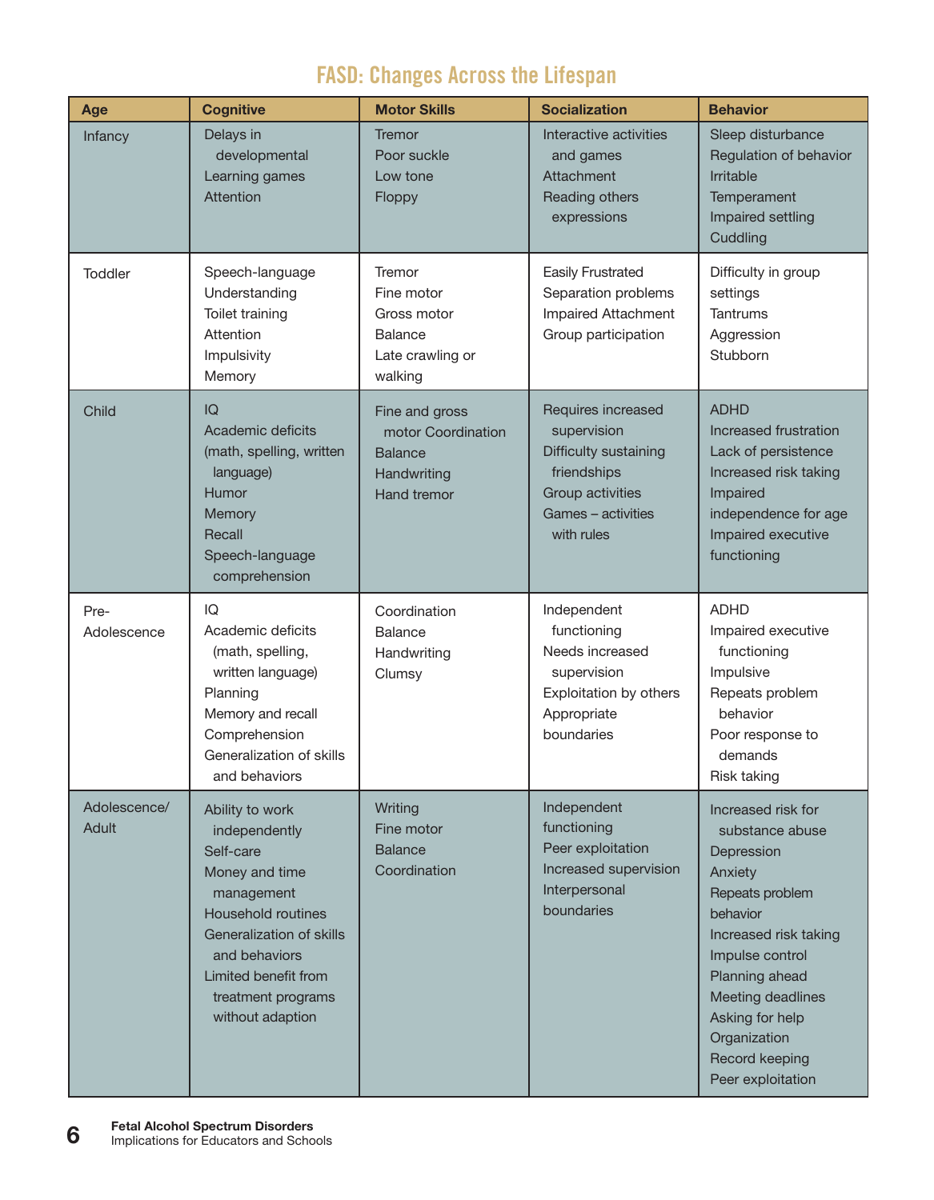## FASD: Changes Across the Lifespan

| Age | Cognitive | Motor Skills | Socialization | Behavior |
|---|---|---|---|---|
| Infancy | Delays in developmental<br>Learning games<br>Attention | Tremor<br>Poor suckle<br>Low tone<br>Floppy | Interactive activities and games<br>Attachment<br>Reading others expressions | Sleep disturbance<br>Regulation of behavior<br>Irritable<br>Temperament<br>Impaired settling<br>Cuddling |
| Toddler | Speech-language<br>Understanding<br>Toilet training<br>Attention<br>Impulsivity<br>Memory | Tremor<br>Fine motor<br>Gross motor<br>Balance<br>Late crawling or walking | Easily Frustrated<br>Separation problems<br>Impaired Attachment<br>Group participation | Difficulty in group settings<br>Tantrums<br>Aggression<br>Stubborn |
| Child | IQ<br>Academic deficits (math, spelling, written language)<br>Humor<br>Memory<br>Recall<br>Speech-language comprehension | Fine and gross motor Coordination<br>Balance<br>Handwriting<br>Hand tremor | Requires increased supervision<br>Difficulty sustaining friendships<br>Group activities<br>Games – activities with rules | ADHD<br>Increased frustration<br>Lack of persistence<br>Increased risk taking<br>Impaired independence for age<br>Impaired executive functioning |
| Pre-Adolescence | IQ<br>Academic deficits (math, spelling, written language)<br>Planning<br>Memory and recall<br>Comprehension<br>Generalization of skills and behaviors | Coordination<br>Balance<br>Handwriting<br>Clumsy | Independent functioning<br>Needs increased supervision<br>Exploitation by others<br>Appropriate boundaries | ADHD<br>Impaired executive functioning<br>Impulsive<br>Repeats problem behavior<br>Poor response to demands<br>Risk taking |
| Adolescence/ Adult | Ability to work independently<br>Self-care<br>Money and time management<br>Household routines<br>Generalization of skills and behaviors<br>Limited benefit from treatment programs without adaption | Writing<br>Fine motor<br>Balance<br>Coordination | Independent functioning<br>Peer exploitation<br>Increased supervision<br>Interpersonal boundaries | Increased risk for substance abuse<br>Depression<br>Anxiety<br>Repeats problem behavior<br>Increased risk taking<br>Impulse control<br>Planning ahead<br>Meeting deadlines<br>Asking for help<br>Organization<br>Record keeping<br>Peer exploitation |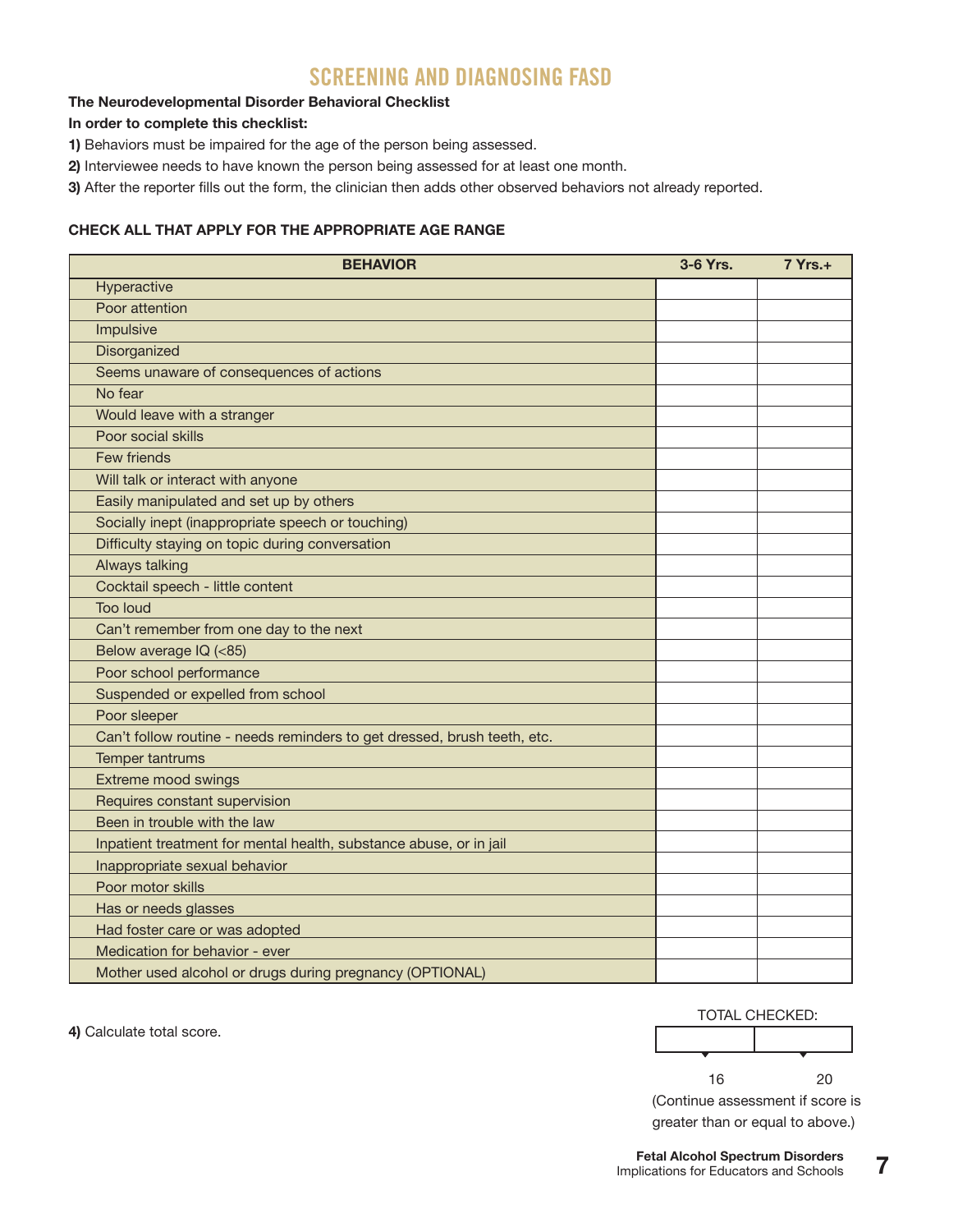# SCREENING AND DIAGNOSING FASD

**The Neurodevelopmental Disorder Behavioral Checklist**

**In order to complete this checklist:**

**1)** Behaviors must be impaired for the age of the person being assessed.

**2)** Interviewee needs to have known the person being assessed for at least one month.

**3)** After the reporter fills out the form, the clinician then adds other observed behaviors not already reported.

**CHECK ALL THAT APPLY FOR THE APPROPRIATE AGE RANGE**

| BEHAVIOR | 3-6 Yrs. | 7 Yrs.+ |
|---|---|---|
| Hyperactive | | |
| Poor attention | | |
| Impulsive | | |
| Disorganized | | |
| Seems unaware of consequences of actions | | |
| No fear | | |
| Would leave with a stranger | | |
| Poor social skills | | |
| Few friends | | |
| Will talk or interact with anyone | | |
| Easily manipulated and set up by others | | |
| Socially inept (inappropriate speech or touching) | | |
| Difficulty staying on topic during conversation | | |
| Always talking | | |
| Cocktail speech - little content | | |
| Too loud | | |
| Can't remember from one day to the next | | |
| Below average IQ (<85) | | |
| Poor school performance | | |
| Suspended or expelled from school | | |
| Poor sleeper | | |
| Can't follow routine - needs reminders to get dressed, brush teeth, etc. | | |
| Temper tantrums | | |
| Extreme mood swings | | |
| Requires constant supervision | | |
| Been in trouble with the law | | |
| Inpatient treatment for mental health, substance abuse, or in jail | | |
| Inappropriate sexual behavior | | |
| Poor motor skills | | |
| Has or needs glasses | | |
| Had foster care or was adopted | | |
| Medication for behavior - ever | | |
| Mother used alcohol or drugs during pregnancy (OPTIONAL) | | |

**4)** Calculate total score.

| TOTAL CHECKED: | |
|---|---|
| | |
| 16 | 20 |

(Continue assessment if score is greater than or equal to above.)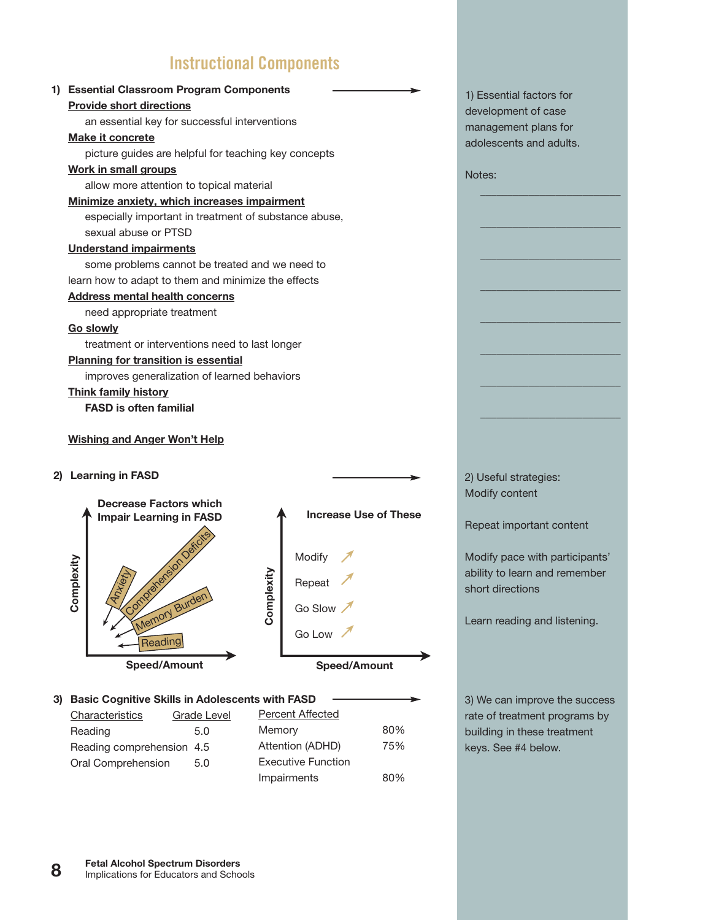# Instructional Components

## 1) Essential Classroom Program Components

**Provide short directions**

an essential key for successful interventions

**Make it concrete**

picture guides are helpful for teaching key concepts

**Work in small groups**

allow more attention to topical material

**Minimize anxiety, which increases impairment**

especially important in treatment of substance abuse, sexual abuse or PTSD

**Understand impairments**

some problems cannot be treated and we need to learn how to adapt to them and minimize the effects

**Address mental health concerns**

need appropriate treatment

**Go slowly**

treatment or interventions need to last longer

**Planning for transition is essential**

improves generalization of learned behaviors

**Think family history**

**FASD is often familial**

**Wishing and Anger Won't Help**

1) Essential factors for development of case management plans for adolescents and adults.

Notes:

________________________

________________________

________________________

________________________

________________________

________________________

________________________

________________________

## 2) Learning in FASD

**Decrease Factors which Impair Learning in FASD**

(Complexity vs. Speed/Amount): Anxiety, Comprehension Deficits, Memory Burden, Reading

**Increase Use of These**

(Complexity vs. Speed/Amount): Modify, Repeat, Go Slow, Go Low

2) Useful strategies:
Modify content

Repeat important content

Modify pace with participants' ability to learn and remember short directions

Learn reading and listening.

## 3) Basic Cognitive Skills in Adolescents with FASD

| Characteristics | Grade Level | Percent Affected | |
|---|---|---|---|
| Reading | 5.0 | Memory | 80% |
| Reading comprehension | 4.5 | Attention (ADHD) | 75% |
| Oral Comprehension | 5.0 | Executive Function Impairments | 80% |

3) We can improve the success rate of treatment programs by building in these treatment keys. See #4 below.

**Fetal Alcohol Spectrum Disorders**
Implications for Educators and Schools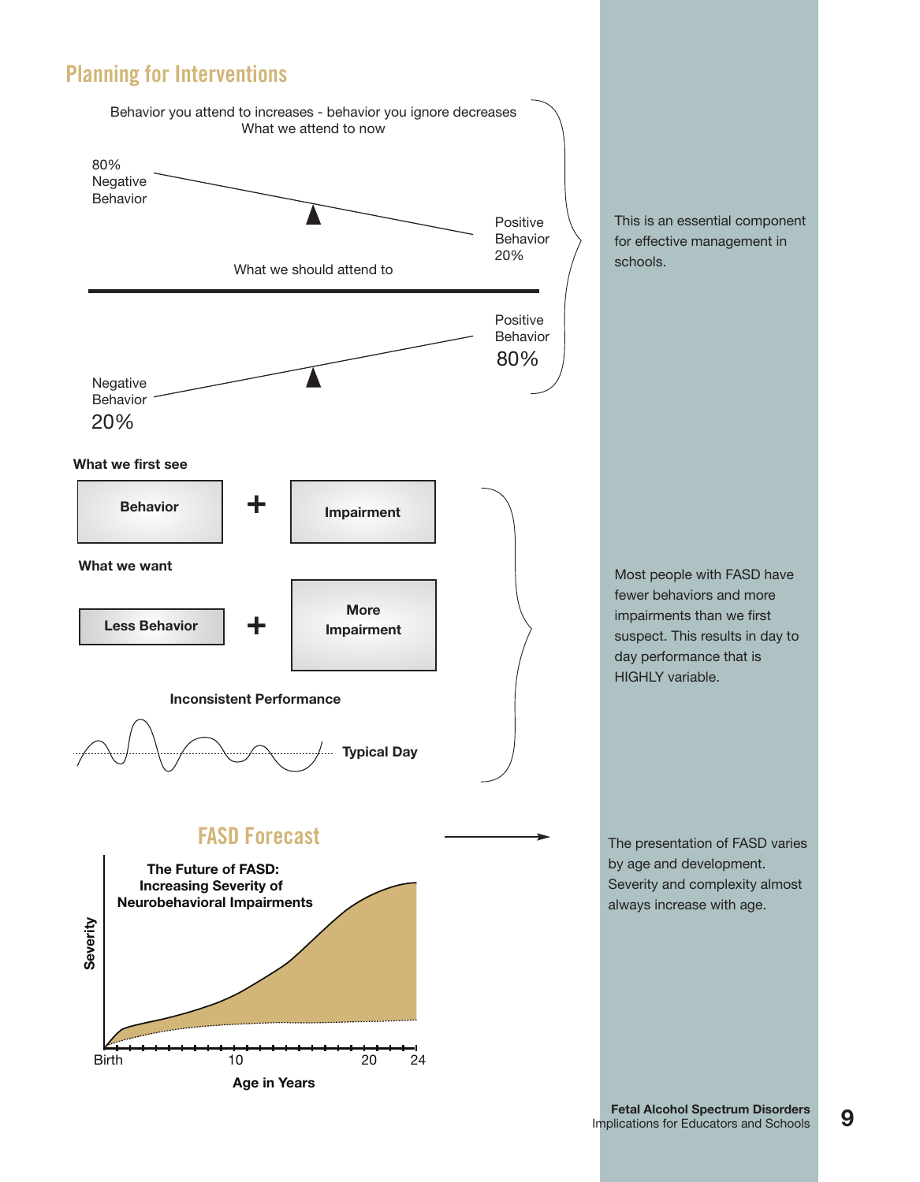## Planning for Interventions

Behavior you attend to increases - behavior you ignore decreases

What we attend to now

80% Negative Behavior

Positive Behavior 20%

What we should attend to

Positive Behavior 80%

Negative Behavior 20%

This is an essential component for effective management in schools.

**What we first see**

**Behavior** + **Impairment**

**What we want**

**Less Behavior** + **More Impairment**

**Inconsistent Performance**

**Typical Day**

Most people with FASD have fewer behaviors and more impairments than we first suspect. This results in day to day performance that is HIGHLY variable.

## FASD Forecast

**The Future of FASD: Increasing Severity of Neurobehavioral Impairments**

Severity

Birth 10 20 24

**Age in Years**

The presentation of FASD varies by age and development. Severity and complexity almost always increase with age.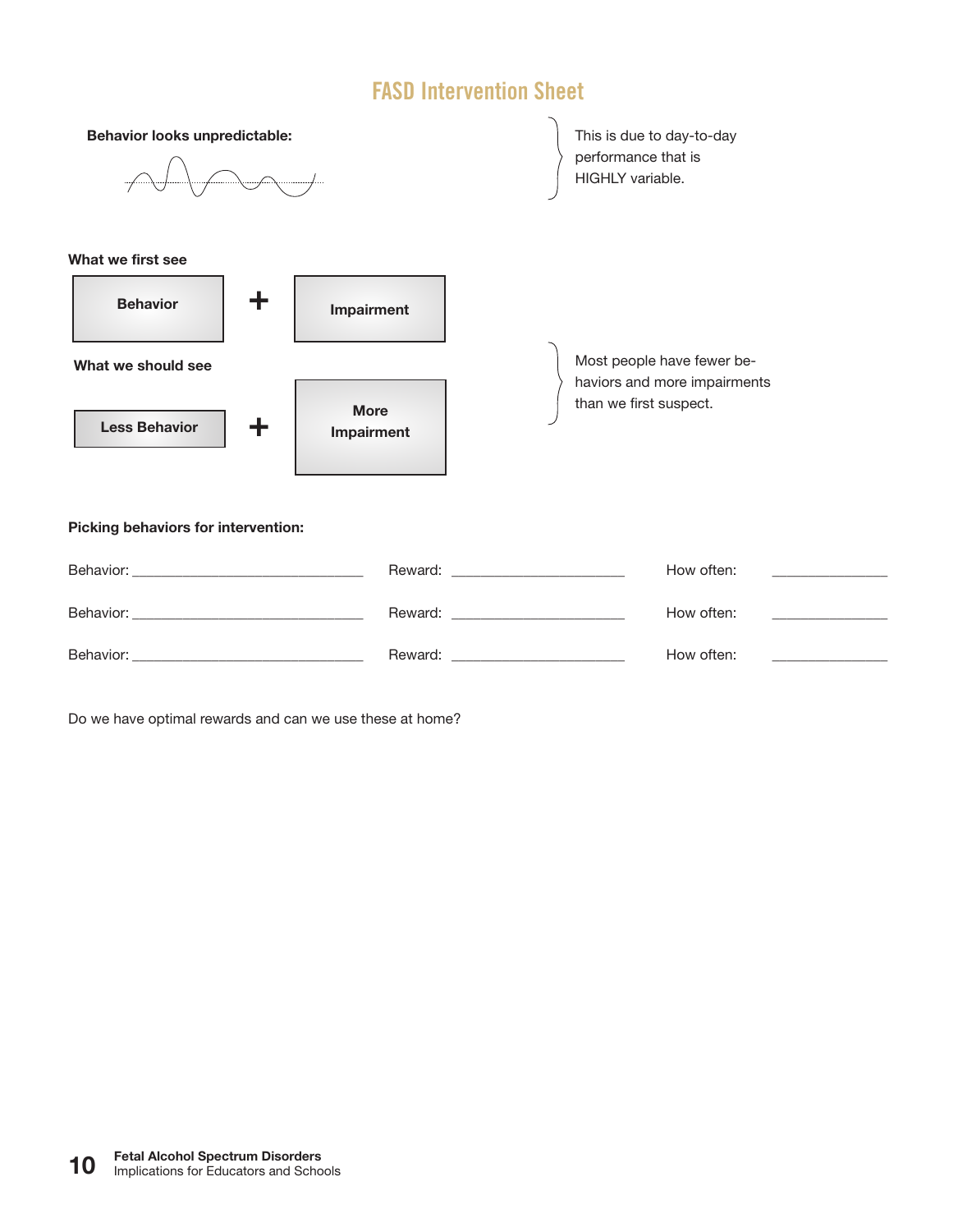# FASD Intervention Sheet

**Behavior looks unpredictable:**

This is due to day-to-day performance that is HIGHLY variable.

**What we first see**

**Behavior** + **Impairment**

**What we should see**

**Less Behavior** + **More Impairment**

Most people have fewer behaviors and more impairments than we first suspect.

**Picking behaviors for intervention:**

Behavior: ______________________________ Reward: ______________________ How often: _______________

Behavior: ______________________________ Reward: ______________________ How often: _______________

Behavior: ______________________________ Reward: ______________________ How often: _______________

Do we have optimal rewards and can we use these at home?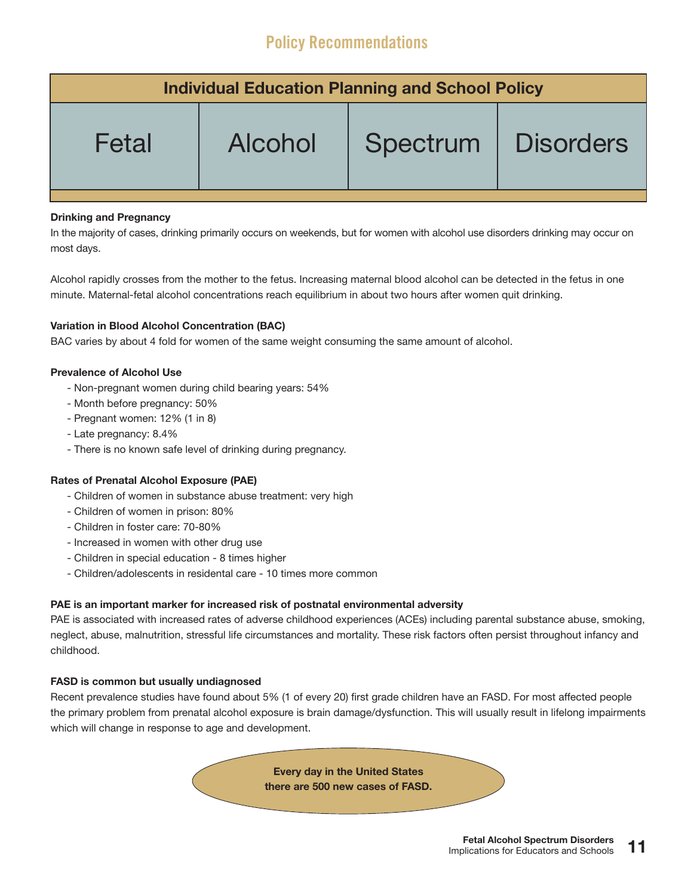## Policy Recommendations

| Individual Education Planning and School Policy | | | |
|---|---|---|---|
| Fetal | Alcohol | Spectrum | Disorders |

**Drinking and Pregnancy**

In the majority of cases, drinking primarily occurs on weekends, but for women with alcohol use disorders drinking may occur on most days.

Alcohol rapidly crosses from the mother to the fetus. Increasing maternal blood alcohol can be detected in the fetus in one minute. Maternal-fetal alcohol concentrations reach equilibrium in about two hours after women quit drinking.

**Variation in Blood Alcohol Concentration (BAC)**

BAC varies by about 4 fold for women of the same weight consuming the same amount of alcohol.

**Prevalence of Alcohol Use**

- Non-pregnant women during child bearing years: 54%
- Month before pregnancy: 50%
- Pregnant women: 12% (1 in 8)
- Late pregnancy: 8.4%
- There is no known safe level of drinking during pregnancy.

**Rates of Prenatal Alcohol Exposure (PAE)**

- Children of women in substance abuse treatment: very high
- Children of women in prison: 80%
- Children in foster care: 70-80%
- Increased in women with other drug use
- Children in special education - 8 times higher
- Children/adolescents in residental care - 10 times more common

**PAE is an important marker for increased risk of postnatal environmental adversity**

PAE is associated with increased rates of adverse childhood experiences (ACEs) including parental substance abuse, smoking, neglect, abuse, malnutrition, stressful life circumstances and mortality. These risk factors often persist throughout infancy and childhood.

**FASD is common but usually undiagnosed**

Recent prevalence studies have found about 5% (1 of every 20) first grade children have an FASD. For most affected people the primary problem from prenatal alcohol exposure is brain damage/dysfunction. This will usually result in lifelong impairments which will change in response to age and development.

**Every day in the United States there are 500 new cases of FASD.**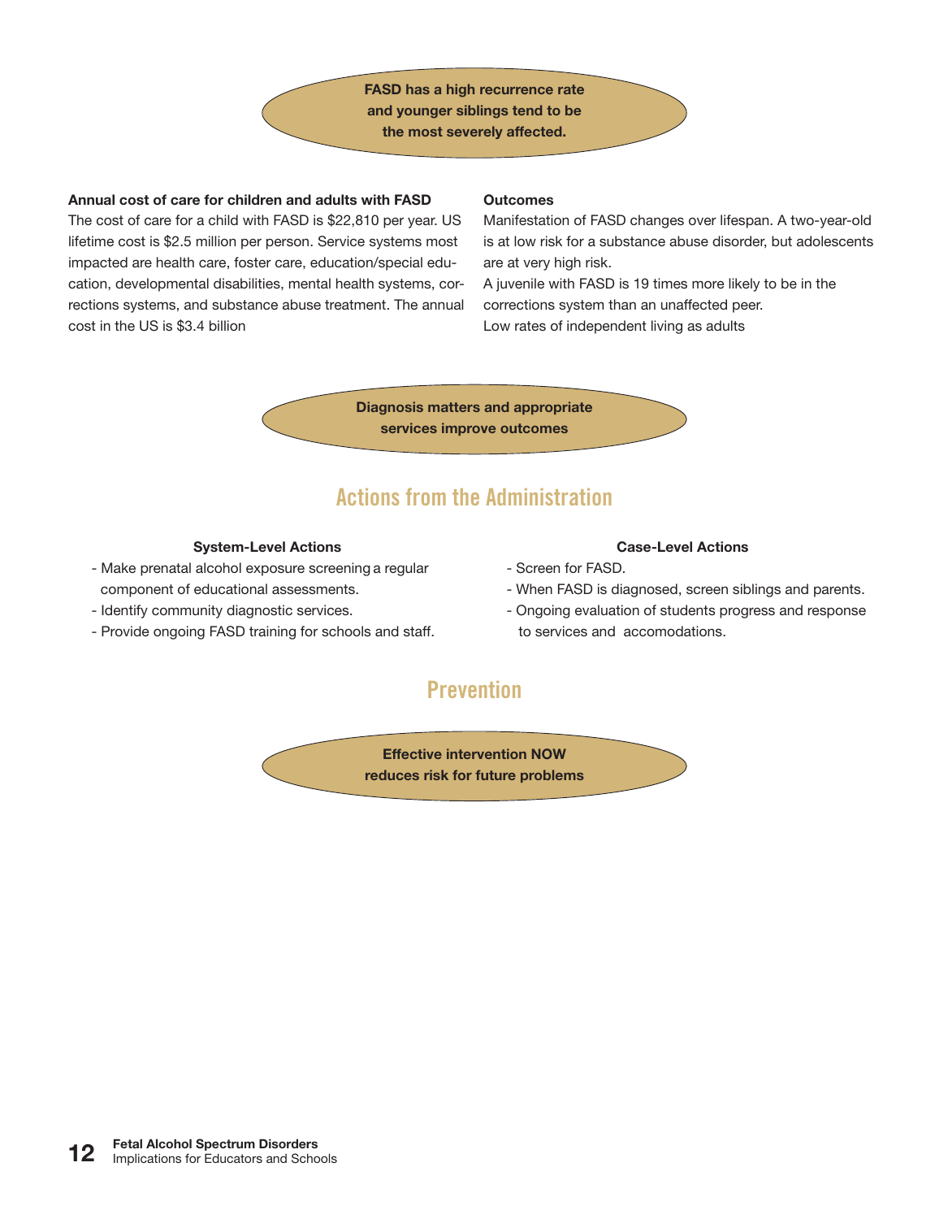**FASD has a high recurrence rate and younger siblings tend to be the most severely affected.**

**Annual cost of care for children and adults with FASD**

The cost of care for a child with FASD is $22,810 per year. US lifetime cost is $2.5 million per person. Service systems most impacted are health care, foster care, education/special education, developmental disabilities, mental health systems, corrections systems, and substance abuse treatment. The annual cost in the US is $3.4 billion

**Outcomes**

Manifestation of FASD changes over lifespan. A two-year-old is at low risk for a substance abuse disorder, but adolescents are at very high risk.

A juvenile with FASD is 19 times more likely to be in the corrections system than an unaffected peer.

Low rates of independent living as adults

**Diagnosis matters and appropriate services improve outcomes**

## Actions from the Administration

**System-Level Actions**

- Make prenatal alcohol exposure screening a regular component of educational assessments.
- Identify community diagnostic services.
- Provide ongoing FASD training for schools and staff.

**Case-Level Actions**

- Screen for FASD.
- When FASD is diagnosed, screen siblings and parents.
- Ongoing evaluation of students progress and response to services and accomodations.

## Prevention

**Effective intervention NOW reduces risk for future problems**